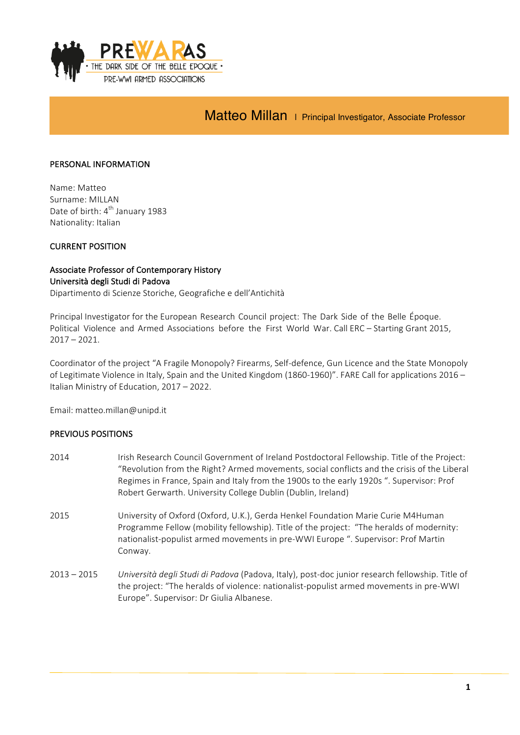PREWARAS
· THE DARK SIDE OF THE BELLE EPOQUE ·
PRE-WWI ARMED ASSOCIATIONS

# Matteo Millan | Principal Investigator, Associate Professor

## PERSONAL INFORMATION

Name: Matteo
Surname: MILLAN
Date of birth: 4th January 1983
Nationality: Italian

## CURRENT POSITION

**Associate Professor of Contemporary History**
**Università degli Studi di Padova**
Dipartimento di Scienze Storiche, Geografiche e dell'Antichità

Principal Investigator for the European Research Council project: The Dark Side of the Belle Époque. Political Violence and Armed Associations before the First World War. Call ERC – Starting Grant 2015, 2017 – 2021.

Coordinator of the project "A Fragile Monopoly? Firearms, Self-defence, Gun Licence and the State Monopoly of Legitimate Violence in Italy, Spain and the United Kingdom (1860-1960)". FARE Call for applications 2016 – Italian Ministry of Education, 2017 – 2022.

Email: matteo.millan@unipd.it

## PREVIOUS POSITIONS

| | |
|---|---|
| 2014 | Irish Research Council Government of Ireland Postdoctoral Fellowship. Title of the Project: "Revolution from the Right? Armed movements, social conflicts and the crisis of the Liberal Regimes in France, Spain and Italy from the 1900s to the early 1920s ". Supervisor: Prof Robert Gerwarth. University College Dublin (Dublin, Ireland) |
| 2015 | University of Oxford (Oxford, U.K.), Gerda Henkel Foundation Marie Curie M4Human Programme Fellow (mobility fellowship). Title of the project: "The heralds of modernity: nationalist-populist armed movements in pre-WWI Europe ". Supervisor: Prof Martin Conway. |
| 2013 – 2015 | *Università degli Studi di Padova* (Padova, Italy), post-doc junior research fellowship. Title of the project: "The heralds of violence: nationalist-populist armed movements in pre-WWI Europe". Supervisor: Dr Giulia Albanese. |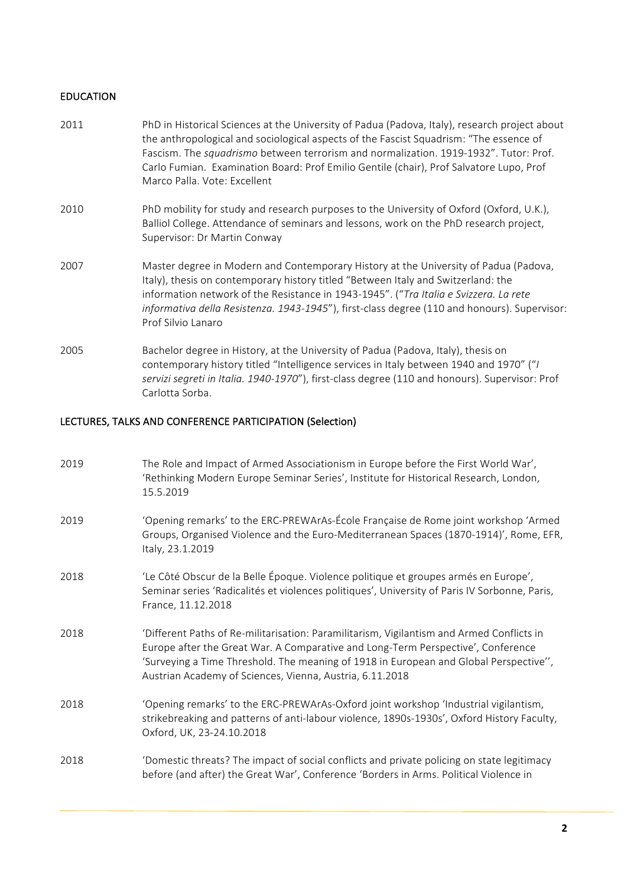## EDUCATION

| | |
|---|---|
| 2011 | PhD in Historical Sciences at the University of Padua (Padova, Italy), research project about the anthropological and sociological aspects of the Fascist Squadrism: "The essence of Fascism. The *squadrismo* between terrorism and normalization. 1919-1932". Tutor: Prof. Carlo Fumian. Examination Board: Prof Emilio Gentile (chair), Prof Salvatore Lupo, Prof Marco Palla. Vote: Excellent |
| 2010 | PhD mobility for study and research purposes to the University of Oxford (Oxford, U.K.), Balliol College. Attendance of seminars and lessons, work on the PhD research project, Supervisor: Dr Martin Conway |
| 2007 | Master degree in Modern and Contemporary History at the University of Padua (Padova, Italy), thesis on contemporary history titled "Between Italy and Switzerland: the information network of the Resistance in 1943-1945". ("*Tra Italia e Svizzera. La rete informativa della Resistenza. 1943-1945*"), first-class degree (110 and honours). Supervisor: Prof Silvio Lanaro |
| 2005 | Bachelor degree in History, at the University of Padua (Padova, Italy), thesis on contemporary history titled "Intelligence services in Italy between 1940 and 1970" ("*I servizi segreti in Italia. 1940-1970*"), first-class degree (110 and honours). Supervisor: Prof Carlotta Sorba. |

## LECTURES, TALKS AND CONFERENCE PARTICIPATION (Selection)

| | |
|---|---|
| 2019 | The Role and Impact of Armed Associationism in Europe before the First World War', 'Rethinking Modern Europe Seminar Series', Institute for Historical Research, London, 15.5.2019 |
| 2019 | 'Opening remarks' to the ERC-PREWArAs-École Française de Rome joint workshop 'Armed Groups, Organised Violence and the Euro-Mediterranean Spaces (1870-1914)', Rome, EFR, Italy, 23.1.2019 |
| 2018 | 'Le Côté Obscur de la Belle Époque. Violence politique et groupes armés en Europe', Seminar series 'Radicalités et violences politiques', University of Paris IV Sorbonne, Paris, France, 11.12.2018 |
| 2018 | 'Different Paths of Re-militarisation: Paramilitarism, Vigilantism and Armed Conflicts in Europe after the Great War. A Comparative and Long-Term Perspective', Conference 'Surveying a Time Threshold. The meaning of 1918 in European and Global Perspective'', Austrian Academy of Sciences, Vienna, Austria, 6.11.2018 |
| 2018 | 'Opening remarks' to the ERC-PREWArAs-Oxford joint workshop 'Industrial vigilantism, strikebreaking and patterns of anti-labour violence, 1890s-1930s', Oxford History Faculty, Oxford, UK, 23-24.10.2018 |
| 2018 | 'Domestic threats? The impact of social conflicts and private policing on state legitimacy before (and after) the Great War', Conference 'Borders in Arms. Political Violence in |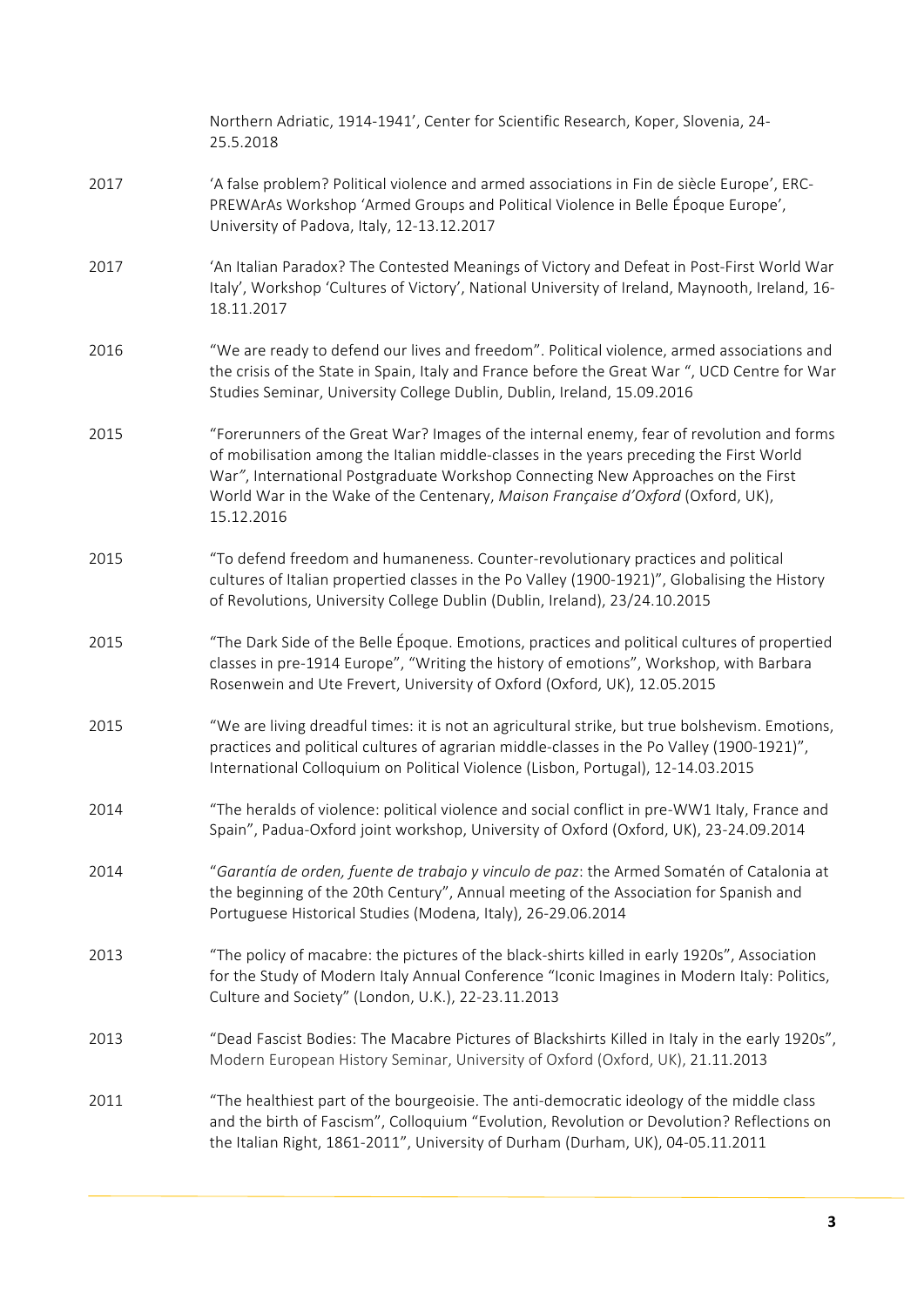Northern Adriatic, 1914-1941', Center for Scientific Research, Koper, Slovenia, 24-25.5.2018

2017 'A false problem? Political violence and armed associations in Fin de siècle Europe', ERC-PREWArAs Workshop 'Armed Groups and Political Violence in Belle Époque Europe', University of Padova, Italy, 12-13.12.2017

2017 'An Italian Paradox? The Contested Meanings of Victory and Defeat in Post-First World War Italy', Workshop 'Cultures of Victory', National University of Ireland, Maynooth, Ireland, 16-18.11.2017

2016 "We are ready to defend our lives and freedom". Political violence, armed associations and the crisis of the State in Spain, Italy and France before the Great War ", UCD Centre for War Studies Seminar, University College Dublin, Dublin, Ireland, 15.09.2016

2015 "Forerunners of the Great War? Images of the internal enemy, fear of revolution and forms of mobilisation among the Italian middle-classes in the years preceding the First World War", International Postgraduate Workshop Connecting New Approaches on the First World War in the Wake of the Centenary, *Maison Française d'Oxford* (Oxford, UK), 15.12.2016

2015 "To defend freedom and humaneness. Counter-revolutionary practices and political cultures of Italian propertied classes in the Po Valley (1900-1921)", Globalising the History of Revolutions, University College Dublin (Dublin, Ireland), 23/24.10.2015

2015 "The Dark Side of the Belle Époque. Emotions, practices and political cultures of propertied classes in pre-1914 Europe", "Writing the history of emotions", Workshop, with Barbara Rosenwein and Ute Frevert, University of Oxford (Oxford, UK), 12.05.2015

2015 "We are living dreadful times: it is not an agricultural strike, but true bolshevism. Emotions, practices and political cultures of agrarian middle-classes in the Po Valley (1900-1921)", International Colloquium on Political Violence (Lisbon, Portugal), 12-14.03.2015

2014 "The heralds of violence: political violence and social conflict in pre-WW1 Italy, France and Spain", Padua-Oxford joint workshop, University of Oxford (Oxford, UK), 23-24.09.2014

2014 "*Garantía de orden, fuente de trabajo y vinculo de paz*: the Armed Somatén of Catalonia at the beginning of the 20th Century", Annual meeting of the Association for Spanish and Portuguese Historical Studies (Modena, Italy), 26-29.06.2014

2013 "The policy of macabre: the pictures of the black-shirts killed in early 1920s", Association for the Study of Modern Italy Annual Conference "Iconic Imagines in Modern Italy: Politics, Culture and Society" (London, U.K.), 22-23.11.2013

2013 "Dead Fascist Bodies: The Macabre Pictures of Blackshirts Killed in Italy in the early 1920s", Modern European History Seminar, University of Oxford (Oxford, UK), 21.11.2013

2011 "The healthiest part of the bourgeoisie. The anti-democratic ideology of the middle class and the birth of Fascism", Colloquium "Evolution, Revolution or Devolution? Reflections on the Italian Right, 1861-2011", University of Durham (Durham, UK), 04-05.11.2011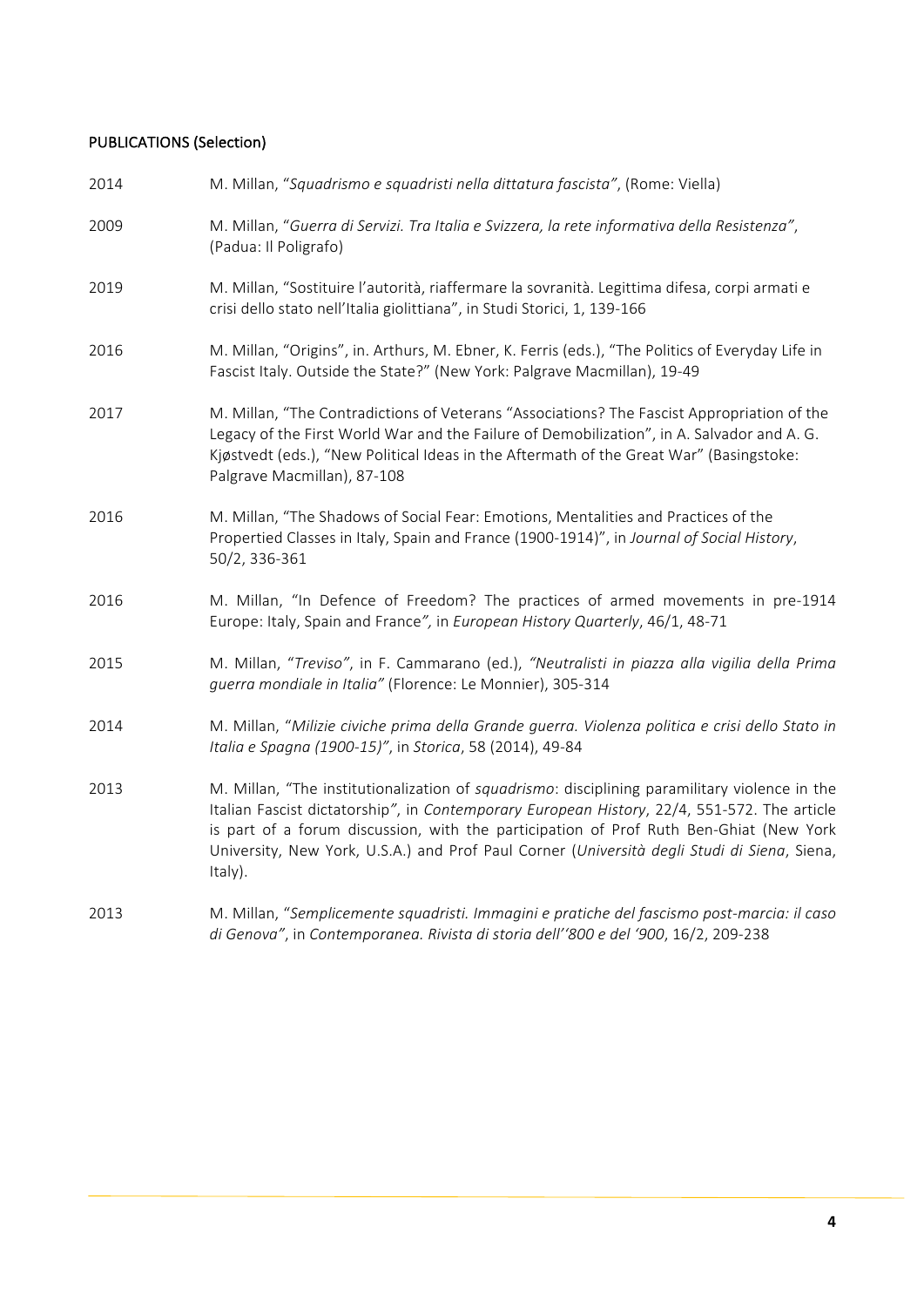PUBLICATIONS (Selection)

2014 M. Millan, "*Squadrismo e squadristi nella dittatura fascista"*, (Rome: Viella)

2009 M. Millan, "*Guerra di Servizi. Tra Italia e Svizzera, la rete informativa della Resistenza"*, (Padua: Il Poligrafo)

2019 M. Millan, "Sostituire l'autorità, riaffermare la sovranità. Legittima difesa, corpi armati e crisi dello stato nell'Italia giolittiana", in Studi Storici, 1, 139-166

2016 M. Millan, "Origins", in. Arthurs, M. Ebner, K. Ferris (eds.), "The Politics of Everyday Life in Fascist Italy. Outside the State?" (New York: Palgrave Macmillan), 19-49

2017 M. Millan, "The Contradictions of Veterans "Associations? The Fascist Appropriation of the Legacy of the First World War and the Failure of Demobilization", in A. Salvador and A. G. Kjøstvedt (eds.), "New Political Ideas in the Aftermath of the Great War" (Basingstoke: Palgrave Macmillan), 87-108

2016 M. Millan, "The Shadows of Social Fear: Emotions, Mentalities and Practices of the Propertied Classes in Italy, Spain and France (1900-1914)", in *Journal of Social History*, 50/2, 336-361

2016 M. Millan, "In Defence of Freedom? The practices of armed movements in pre-1914 Europe: Italy, Spain and France*",* in *European History Quarterly*, 46/1, 48-71

2015 M. Millan, "*Treviso"*, in F. Cammarano (ed.), *"Neutralisti in piazza alla vigilia della Prima guerra mondiale in Italia"* (Florence: Le Monnier), 305-314

2014 M. Millan, "*Milizie civiche prima della Grande guerra. Violenza politica e crisi dello Stato in Italia e Spagna (1900-15)"*, in *Storica*, 58 (2014), 49-84

2013 M. Millan, "The institutionalization of *squadrismo*: disciplining paramilitary violence in the Italian Fascist dictatorship*"*, in *Contemporary European History*, 22/4, 551-572. The article is part of a forum discussion, with the participation of Prof Ruth Ben-Ghiat (New York University, New York, U.S.A.) and Prof Paul Corner (*Università degli Studi di Siena*, Siena, Italy).

2013 M. Millan, "*Semplicemente squadristi. Immagini e pratiche del fascismo post-marcia: il caso di Genova"*, in *Contemporanea. Rivista di storia dell''800 e del '900*, 16/2, 209-238